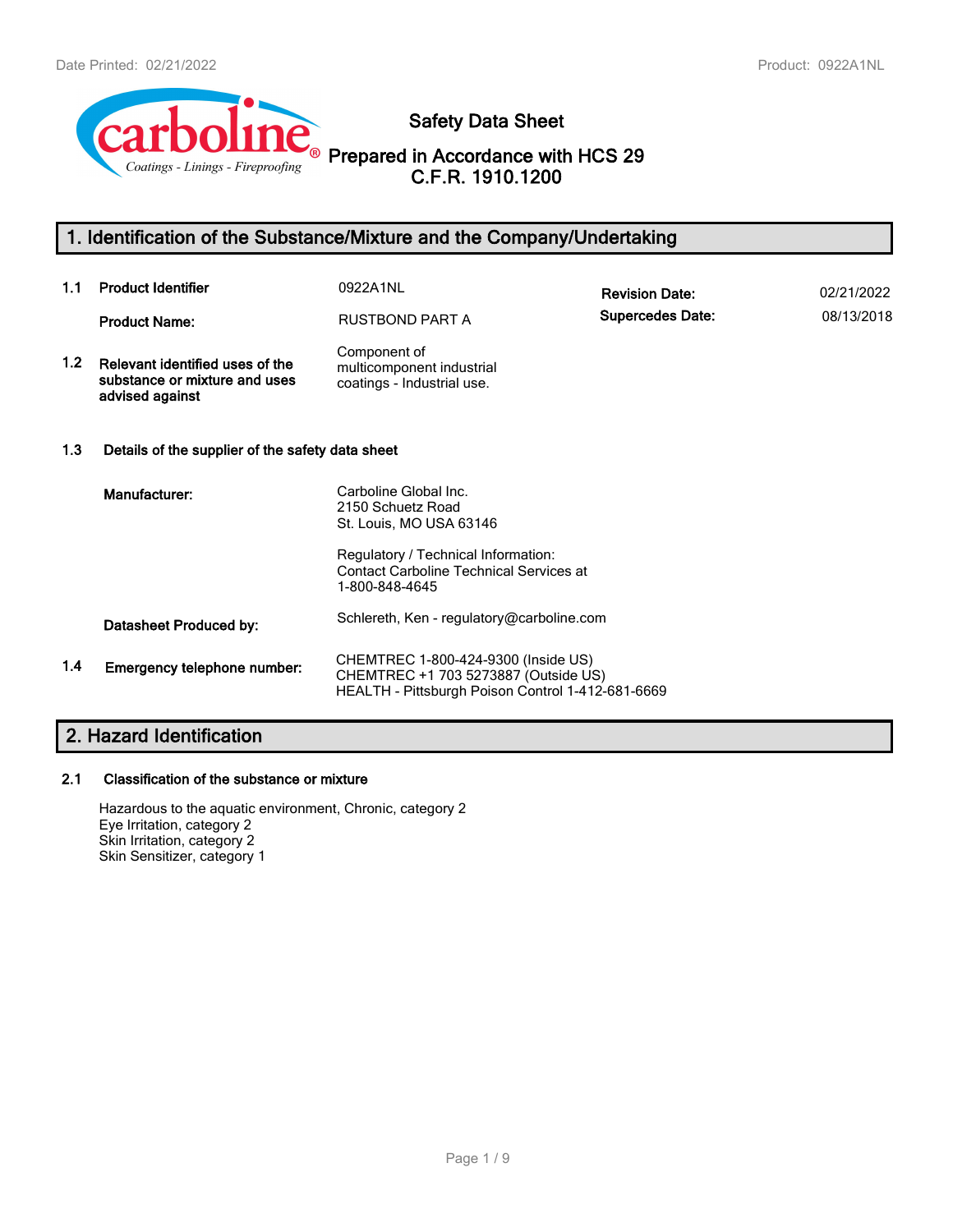# Safety Data Sheet

## Prepared in Accordance with HCS 29 C.F.R. 1910.1200

## 1. Identification of the Substance/Mixture and the Company/Undertaking

| | | | | |
|---|---|---|---|---|
| 1.1 | **Product Identifier** | 0922A1NL | **Revision Date:** | 02/21/2022 |
| | **Product Name:** | RUSTBOND PART A | **Supercedes Date:** | 08/13/2018 |
| 1.2 | **Relevant identified uses of the substance or mixture and uses advised against** | Component of multicomponent industrial coatings - Industrial use. | | |

**1.3 Details of the supplier of the safety data sheet**

**Manufacturer:**
Carboline Global Inc.
2150 Schuetz Road
St. Louis, MO USA 63146

Regulatory / Technical Information:
Contact Carboline Technical Services at
1-800-848-4645

**Datasheet Produced by:** Schlereth, Ken - regulatory@carboline.com

**1.4 Emergency telephone number:**
CHEMTREC 1-800-424-9300 (Inside US)
CHEMTREC +1 703 5273887 (Outside US)
HEALTH - Pittsburgh Poison Control 1-412-681-6669

## 2. Hazard Identification

**2.1 Classification of the substance or mixture**

Hazardous to the aquatic environment, Chronic, category 2
Eye Irritation, category 2
Skin Irritation, category 2
Skin Sensitizer, category 1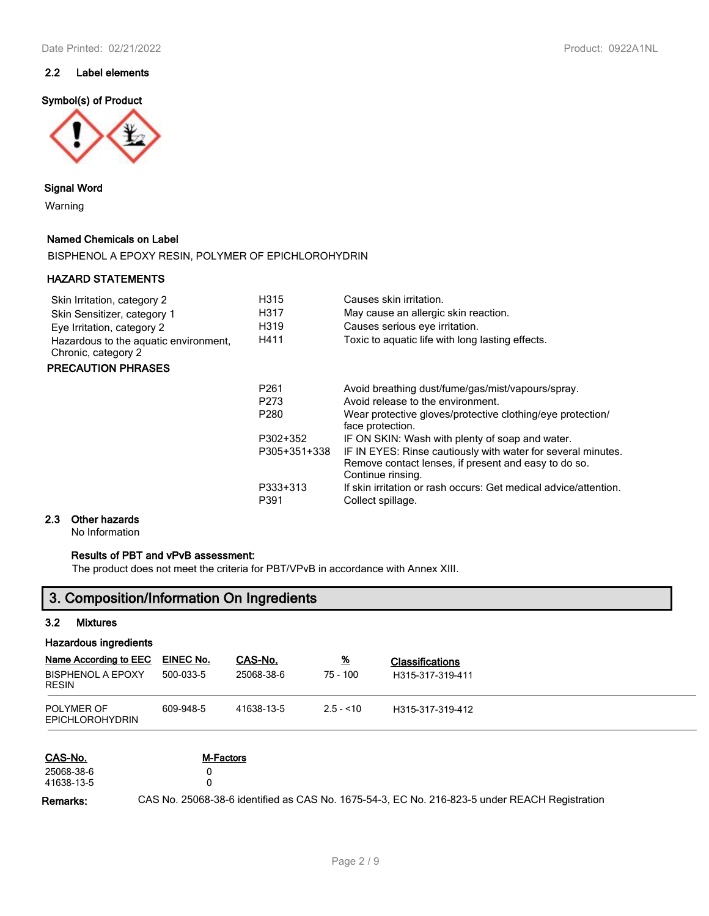### 2.2 Label elements

**Symbol(s) of Product**

**Signal Word**

Warning

**Named Chemicals on Label**

BISPHENOL A EPOXY RESIN, POLYMER OF EPICHLOROHYDRIN

**HAZARD STATEMENTS**

| | | |
|---|---|---|
| Skin Irritation, category 2 | H315 | Causes skin irritation. |
| Skin Sensitizer, category 1 | H317 | May cause an allergic skin reaction. |
| Eye Irritation, category 2 | H319 | Causes serious eye irritation. |
| Hazardous to the aquatic environment, Chronic, category 2 | H411 | Toxic to aquatic life with long lasting effects. |

**PRECAUTION PHRASES**

| | |
|---|---|
| P261 | Avoid breathing dust/fume/gas/mist/vapours/spray. |
| P273 | Avoid release to the environment. |
| P280 | Wear protective gloves/protective clothing/eye protection/ face protection. |
| P302+352 | IF ON SKIN: Wash with plenty of soap and water. |
| P305+351+338 | IF IN EYES: Rinse cautiously with water for several minutes. Remove contact lenses, if present and easy to do so. Continue rinsing. |
| P333+313 | If skin irritation or rash occurs: Get medical advice/attention. |
| P391 | Collect spillage. |

### 2.3 Other hazards

No Information

**Results of PBT and vPvB assessment:**

The product does not meet the criteria for PBT/VPvB in accordance with Annex XIII.

## 3. Composition/Information On Ingredients

### 3.2 Mixtures

**Hazardous ingredients**

| Name According to EEC | EINEC No. | CAS-No. | % | Classifications |
|---|---|---|---|---|
| BISPHENOL A EPOXY RESIN | 500-033-5 | 25068-38-6 | 75 - 100 | H315-317-319-411 |
| POLYMER OF EPICHLOROHYDRIN | 609-948-5 | 41638-13-5 | 2.5 - <10 | H315-317-319-412 |

| CAS-No. | M-Factors |
|---|---|
| 25068-38-6 | 0 |
| 41638-13-5 | 0 |

**Remarks:** CAS No. 25068-38-6 identified as CAS No. 1675-54-3, EC No. 216-823-5 under REACH Registration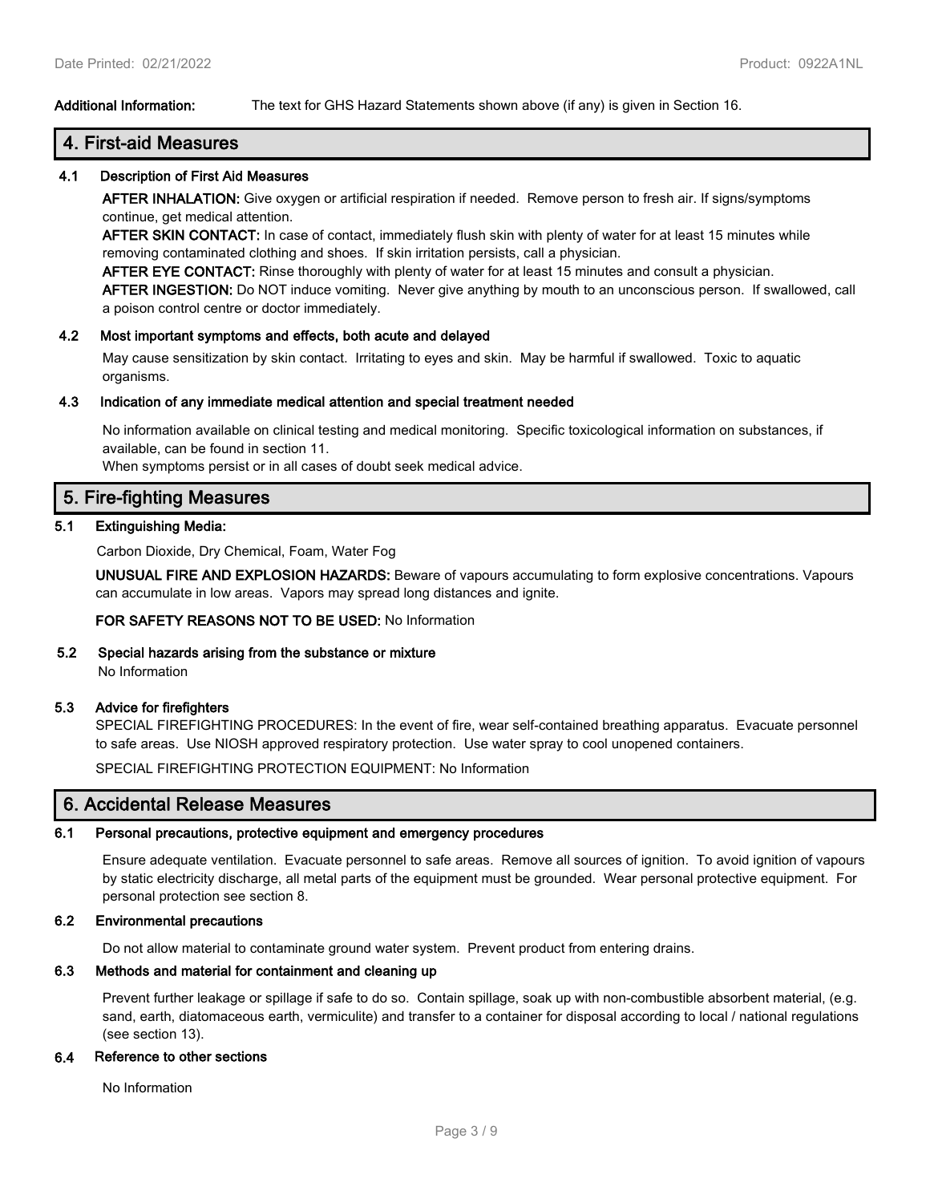**Additional Information:** The text for GHS Hazard Statements shown above (if any) is given in Section 16.

## 4. First-aid Measures

### 4.1 Description of First Aid Measures

**AFTER INHALATION:** Give oxygen or artificial respiration if needed. Remove person to fresh air. If signs/symptoms continue, get medical attention.

**AFTER SKIN CONTACT:** In case of contact, immediately flush skin with plenty of water for at least 15 minutes while removing contaminated clothing and shoes. If skin irritation persists, call a physician.

**AFTER EYE CONTACT:** Rinse thoroughly with plenty of water for at least 15 minutes and consult a physician.

**AFTER INGESTION:** Do NOT induce vomiting. Never give anything by mouth to an unconscious person. If swallowed, call a poison control centre or doctor immediately.

### 4.2 Most important symptoms and effects, both acute and delayed

May cause sensitization by skin contact. Irritating to eyes and skin. May be harmful if swallowed. Toxic to aquatic organisms.

### 4.3 Indication of any immediate medical attention and special treatment needed

No information available on clinical testing and medical monitoring. Specific toxicological information on substances, if available, can be found in section 11.

When symptoms persist or in all cases of doubt seek medical advice.

## 5. Fire-fighting Measures

### 5.1 Extinguishing Media:

Carbon Dioxide, Dry Chemical, Foam, Water Fog

**UNUSUAL FIRE AND EXPLOSION HAZARDS:** Beware of vapours accumulating to form explosive concentrations. Vapours can accumulate in low areas. Vapors may spread long distances and ignite.

**FOR SAFETY REASONS NOT TO BE USED:** No Information

### 5.2 Special hazards arising from the substance or mixture

No Information

### 5.3 Advice for firefighters

SPECIAL FIREFIGHTING PROCEDURES: In the event of fire, wear self-contained breathing apparatus. Evacuate personnel to safe areas. Use NIOSH approved respiratory protection. Use water spray to cool unopened containers.

SPECIAL FIREFIGHTING PROTECTION EQUIPMENT: No Information

## 6. Accidental Release Measures

### 6.1 Personal precautions, protective equipment and emergency procedures

Ensure adequate ventilation. Evacuate personnel to safe areas. Remove all sources of ignition. To avoid ignition of vapours by static electricity discharge, all metal parts of the equipment must be grounded. Wear personal protective equipment. For personal protection see section 8.

### 6.2 Environmental precautions

Do not allow material to contaminate ground water system. Prevent product from entering drains.

### 6.3 Methods and material for containment and cleaning up

Prevent further leakage or spillage if safe to do so. Contain spillage, soak up with non-combustible absorbent material, (e.g. sand, earth, diatomaceous earth, vermiculite) and transfer to a container for disposal according to local / national regulations (see section 13).

### 6.4 Reference to other sections

No Information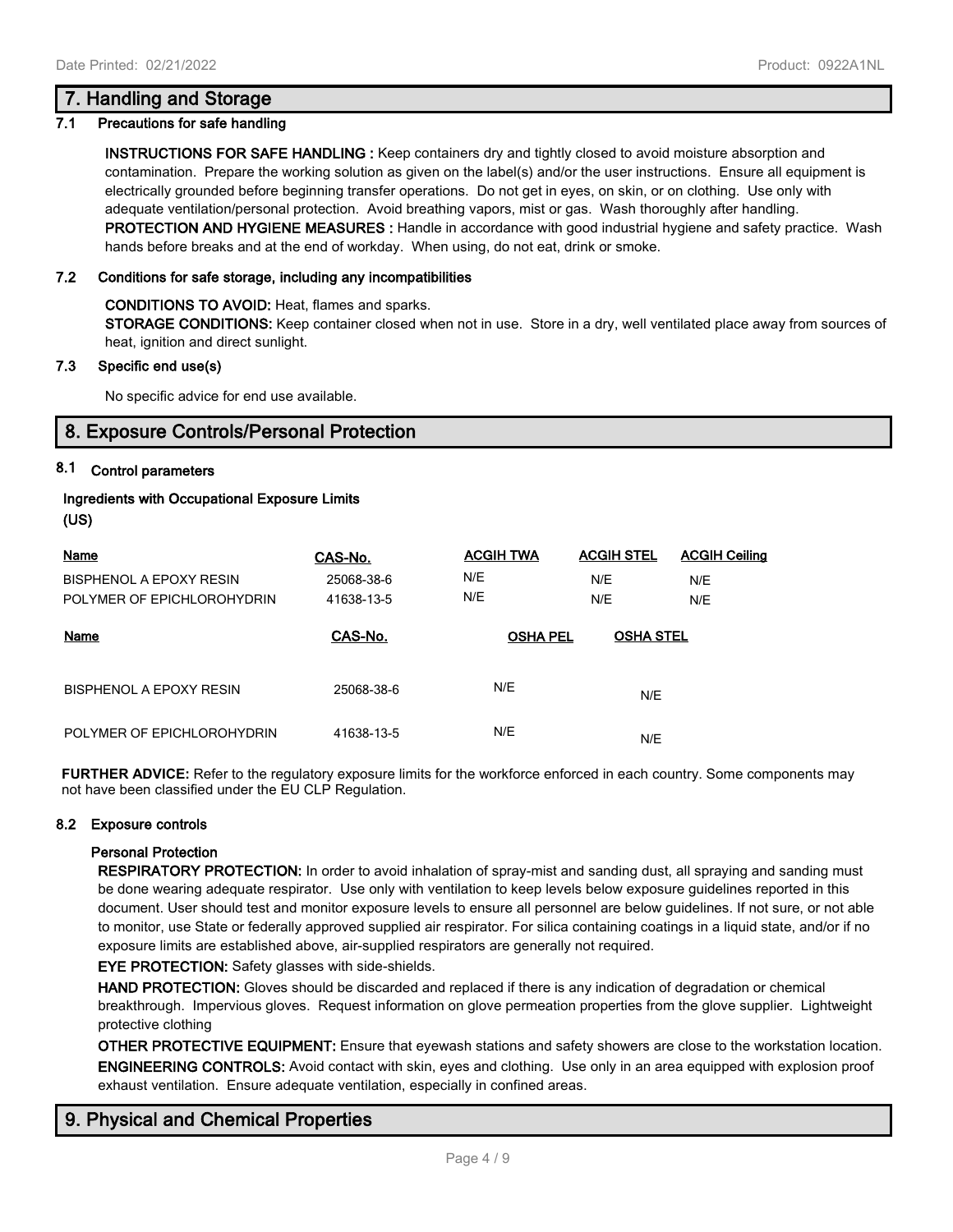## 7. Handling and Storage

### 7.1 Precautions for safe handling

**INSTRUCTIONS FOR SAFE HANDLING :** Keep containers dry and tightly closed to avoid moisture absorption and contamination. Prepare the working solution as given on the label(s) and/or the user instructions. Ensure all equipment is electrically grounded before beginning transfer operations. Do not get in eyes, on skin, or on clothing. Use only with adequate ventilation/personal protection. Avoid breathing vapors, mist or gas. Wash thoroughly after handling.
**PROTECTION AND HYGIENE MEASURES :** Handle in accordance with good industrial hygiene and safety practice. Wash hands before breaks and at the end of workday. When using, do not eat, drink or smoke.

### 7.2 Conditions for safe storage, including any incompatibilities

**CONDITIONS TO AVOID:** Heat, flames and sparks.
**STORAGE CONDITIONS:** Keep container closed when not in use. Store in a dry, well ventilated place away from sources of heat, ignition and direct sunlight.

### 7.3 Specific end use(s)

No specific advice for end use available.

## 8. Exposure Controls/Personal Protection

### 8.1 Control parameters

**Ingredients with Occupational Exposure Limits**
**(US)**

| Name | CAS-No. | ACGIH TWA | ACGIH STEL | ACGIH Ceiling |
|---|---|---|---|---|
| BISPHENOL A EPOXY RESIN | 25068-38-6 | N/E | N/E | N/E |
| POLYMER OF EPICHLOROHYDRIN | 41638-13-5 | N/E | N/E | N/E |

| Name | CAS-No. | OSHA PEL | OSHA STEL |
|---|---|---|---|
| BISPHENOL A EPOXY RESIN | 25068-38-6 | N/E | N/E |
| POLYMER OF EPICHLOROHYDRIN | 41638-13-5 | N/E | N/E |

**FURTHER ADVICE:** Refer to the regulatory exposure limits for the workforce enforced in each country. Some components may not have been classified under the EU CLP Regulation.

### 8.2 Exposure controls

**Personal Protection**

**RESPIRATORY PROTECTION:** In order to avoid inhalation of spray-mist and sanding dust, all spraying and sanding must be done wearing adequate respirator. Use only with ventilation to keep levels below exposure guidelines reported in this document. User should test and monitor exposure levels to ensure all personnel are below guidelines. If not sure, or not able to monitor, use State or federally approved supplied air respirator. For silica containing coatings in a liquid state, and/or if no exposure limits are established above, air-supplied respirators are generally not required.

**EYE PROTECTION:** Safety glasses with side-shields.

**HAND PROTECTION:** Gloves should be discarded and replaced if there is any indication of degradation or chemical breakthrough. Impervious gloves. Request information on glove permeation properties from the glove supplier. Lightweight protective clothing

**OTHER PROTECTIVE EQUIPMENT:** Ensure that eyewash stations and safety showers are close to the workstation location.

**ENGINEERING CONTROLS:** Avoid contact with skin, eyes and clothing. Use only in an area equipped with explosion proof exhaust ventilation. Ensure adequate ventilation, especially in confined areas.

## 9. Physical and Chemical Properties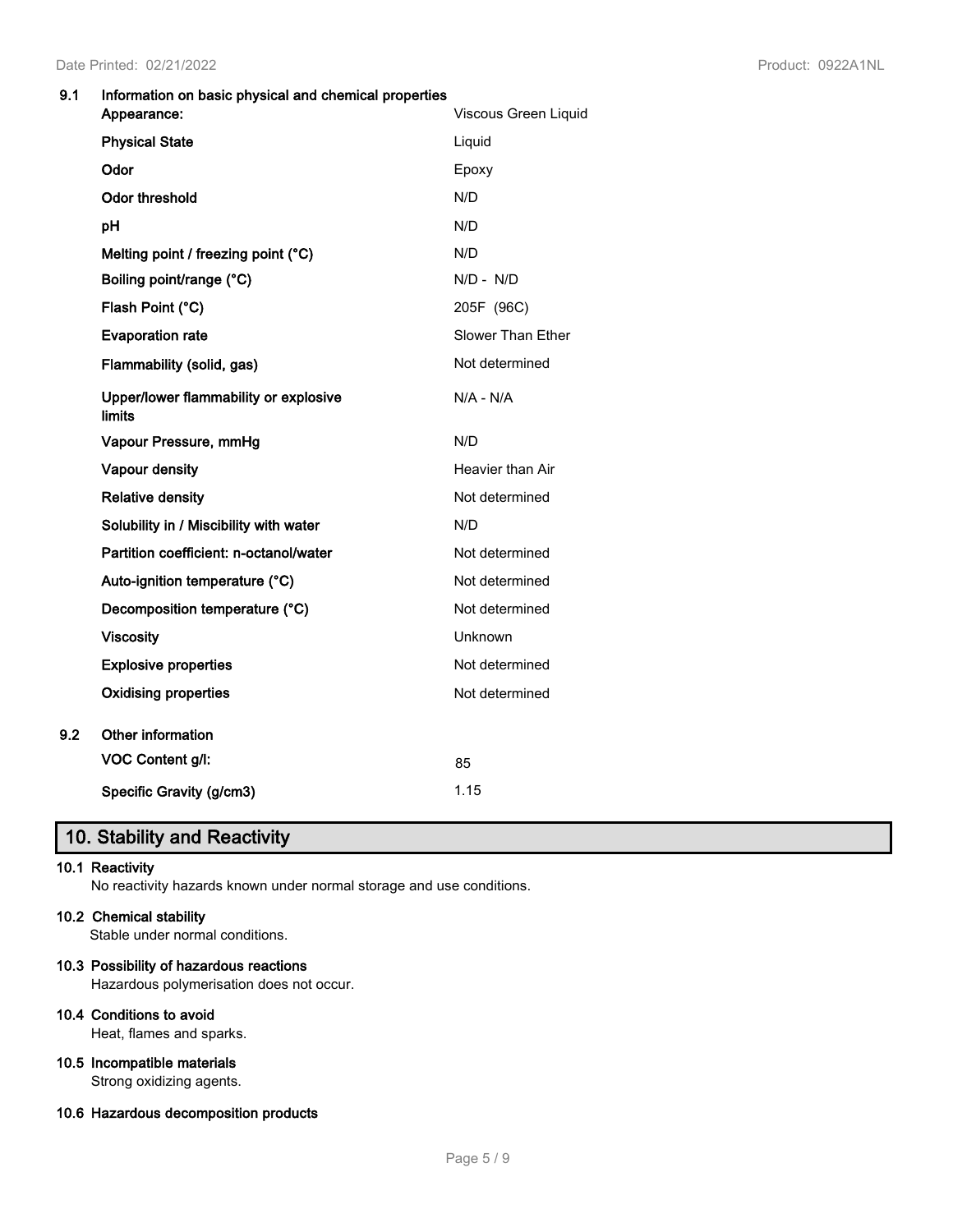**9.1 Information on basic physical and chemical properties**

| Property | Value |
|---|---|
| **Appearance:** | Viscous Green Liquid |
| **Physical State** | Liquid |
| **Odor** | Epoxy |
| **Odor threshold** | N/D |
| **pH** | N/D |
| **Melting point / freezing point (°C)** | N/D |
| **Boiling point/range (°C)** | N/D - N/D |
| **Flash Point (°C)** | 205F (96C) |
| **Evaporation rate** | Slower Than Ether |
| **Flammability (solid, gas)** | Not determined |
| **Upper/lower flammability or explosive limits** | N/A - N/A |
| **Vapour Pressure, mmHg** | N/D |
| **Vapour density** | Heavier than Air |
| **Relative density** | Not determined |
| **Solubility in / Miscibility with water** | N/D |
| **Partition coefficient: n-octanol/water** | Not determined |
| **Auto-ignition temperature (°C)** | Not determined |
| **Decomposition temperature (°C)** | Not determined |
| **Viscosity** | Unknown |
| **Explosive properties** | Not determined |
| **Oxidising properties** | Not determined |

**9.2 Other information**

| Property | Value |
|---|---|
| **VOC Content g/l:** | 85 |
| **Specific Gravity (g/cm3)** | 1.15 |

## 10. Stability and Reactivity

**10.1 Reactivity**

No reactivity hazards known under normal storage and use conditions.

**10.2 Chemical stability**

Stable under normal conditions.

**10.3 Possibility of hazardous reactions**

Hazardous polymerisation does not occur.

**10.4 Conditions to avoid**

Heat, flames and sparks.

**10.5 Incompatible materials**

Strong oxidizing agents.

**10.6 Hazardous decomposition products**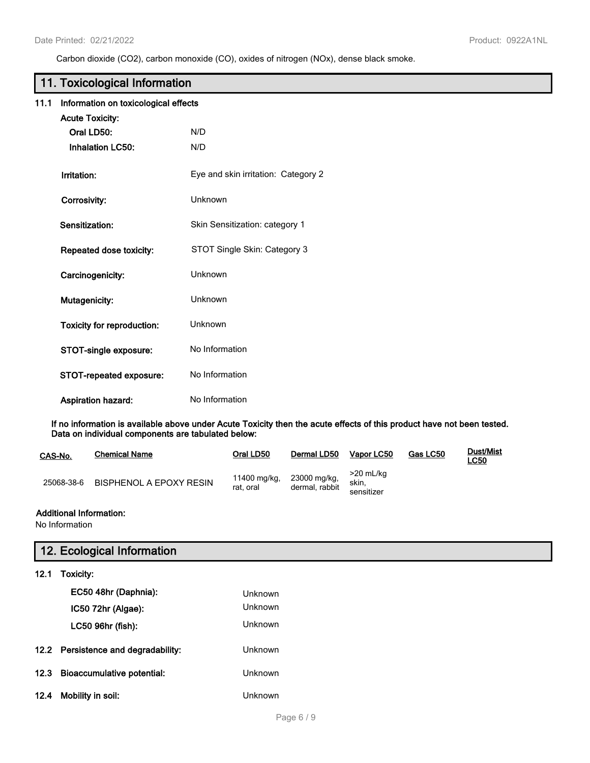Carbon dioxide ($CO_2$), carbon monoxide (CO), oxides of nitrogen (NOx), dense black smoke.

## 11. Toxicological Information

### 11.1 Information on toxicological effects

**Acute Toxicity:**

**Oral LD50:** N/D

**Inhalation LC50:** N/D

**Irritation:** Eye and skin irritation: Category 2

**Corrosivity:** Unknown

**Sensitization:** Skin Sensitization: category 1

**Repeated dose toxicity:** STOT Single Skin: Category 3

**Carcinogenicity:** Unknown

**Mutagenicity:** Unknown

**Toxicity for reproduction:** Unknown

**STOT-single exposure:** No Information

**STOT-repeated exposure:** No Information

**Aspiration hazard:** No Information

**If no information is available above under Acute Toxicity then the acute effects of this product have not been tested. Data on individual components are tabulated below:**

| CAS-No. | Chemical Name | Oral LD50 | Dermal LD50 | Vapor LC50 | Gas LC50 | Dust/Mist LC50 |
|---|---|---|---|---|---|---|
| 25068-38-6 | BISPHENOL A EPOXY RESIN | 11400 mg/kg, rat, oral | 23000 mg/kg, dermal, rabbit | >20 mL/kg skin, sensitizer | | |

**Additional Information:**
No Information

## 12. Ecological Information

### 12.1 Toxicity:

**EC50 48hr (Daphnia):** Unknown

**IC50 72hr (Algae):** Unknown

**LC50 96hr (fish):** Unknown

### 12.2 Persistence and degradability: Unknown

### 12.3 Bioaccumulative potential: Unknown

### 12.4 Mobility in soil: Unknown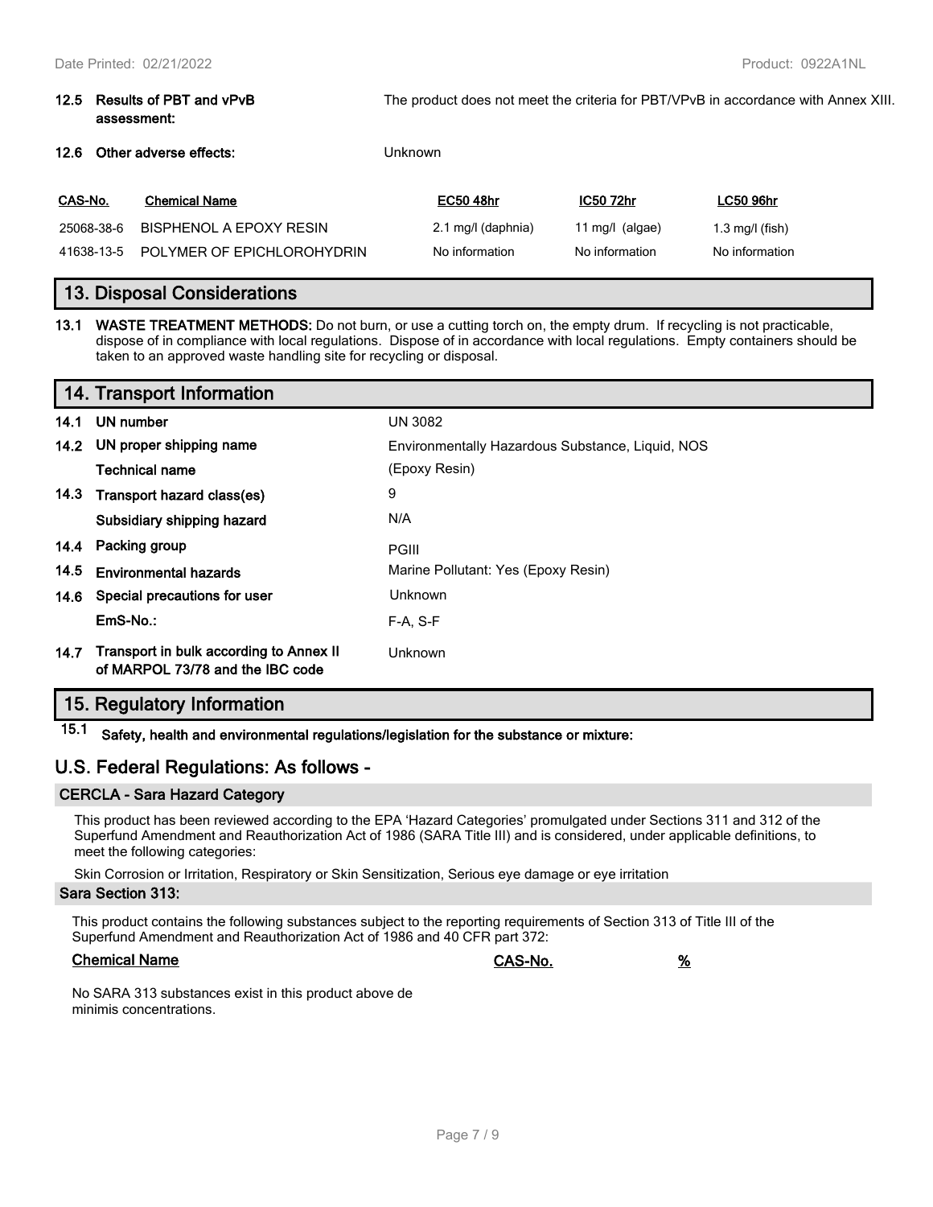**12.5 Results of PBT and vPvB assessment:** The product does not meet the criteria for PBT/VPvB in accordance with Annex XIII.

**12.6 Other adverse effects:** Unknown

| CAS-No. | Chemical Name | EC50 48hr | IC50 72hr | LC50 96hr |
|---|---|---|---|---|
| 25068-38-6 | BISPHENOL A EPOXY RESIN | 2.1 mg/l (daphnia) | 11 mg/l (algae) | 1.3 mg/l (fish) |
| 41638-13-5 | POLYMER OF EPICHLOROHYDRIN | No information | No information | No information |

## 13. Disposal Considerations

**13.1 WASTE TREATMENT METHODS:** Do not burn, or use a cutting torch on, the empty drum. If recycling is not practicable, dispose of in compliance with local regulations. Dispose of in accordance with local regulations. Empty containers should be taken to an approved waste handling site for recycling or disposal.

## 14. Transport Information

| | | |
|---|---|---|
| **14.1** | **UN number** | UN 3082 |
| **14.2** | **UN proper shipping name** | Environmentally Hazardous Substance, Liquid, NOS |
| | **Technical name** | (Epoxy Resin) |
| **14.3** | **Transport hazard class(es)** | 9 |
| | **Subsidiary shipping hazard** | N/A |
| **14.4** | **Packing group** | PGIII |
| **14.5** | **Environmental hazards** | Marine Pollutant: Yes (Epoxy Resin) |
| **14.6** | **Special precautions for user** | Unknown |
| | **EmS-No.:** | F-A, S-F |
| **14.7** | **Transport in bulk according to Annex II of MARPOL 73/78 and the IBC code** | Unknown |

## 15. Regulatory Information

**15.1 Safety, health and environmental regulations/legislation for the substance or mixture:**

## U.S. Federal Regulations: As follows -

### CERCLA - Sara Hazard Category

This product has been reviewed according to the EPA 'Hazard Categories' promulgated under Sections 311 and 312 of the Superfund Amendment and Reauthorization Act of 1986 (SARA Title III) and is considered, under applicable definitions, to meet the following categories:

Skin Corrosion or Irritation, Respiratory or Skin Sensitization, Serious eye damage or eye irritation

### Sara Section 313:

This product contains the following substances subject to the reporting requirements of Section 313 of Title III of the Superfund Amendment and Reauthorization Act of 1986 and 40 CFR part 372:

| Chemical Name | CAS-No. | % |
|---|---|---|

No SARA 313 substances exist in this product above de minimis concentrations.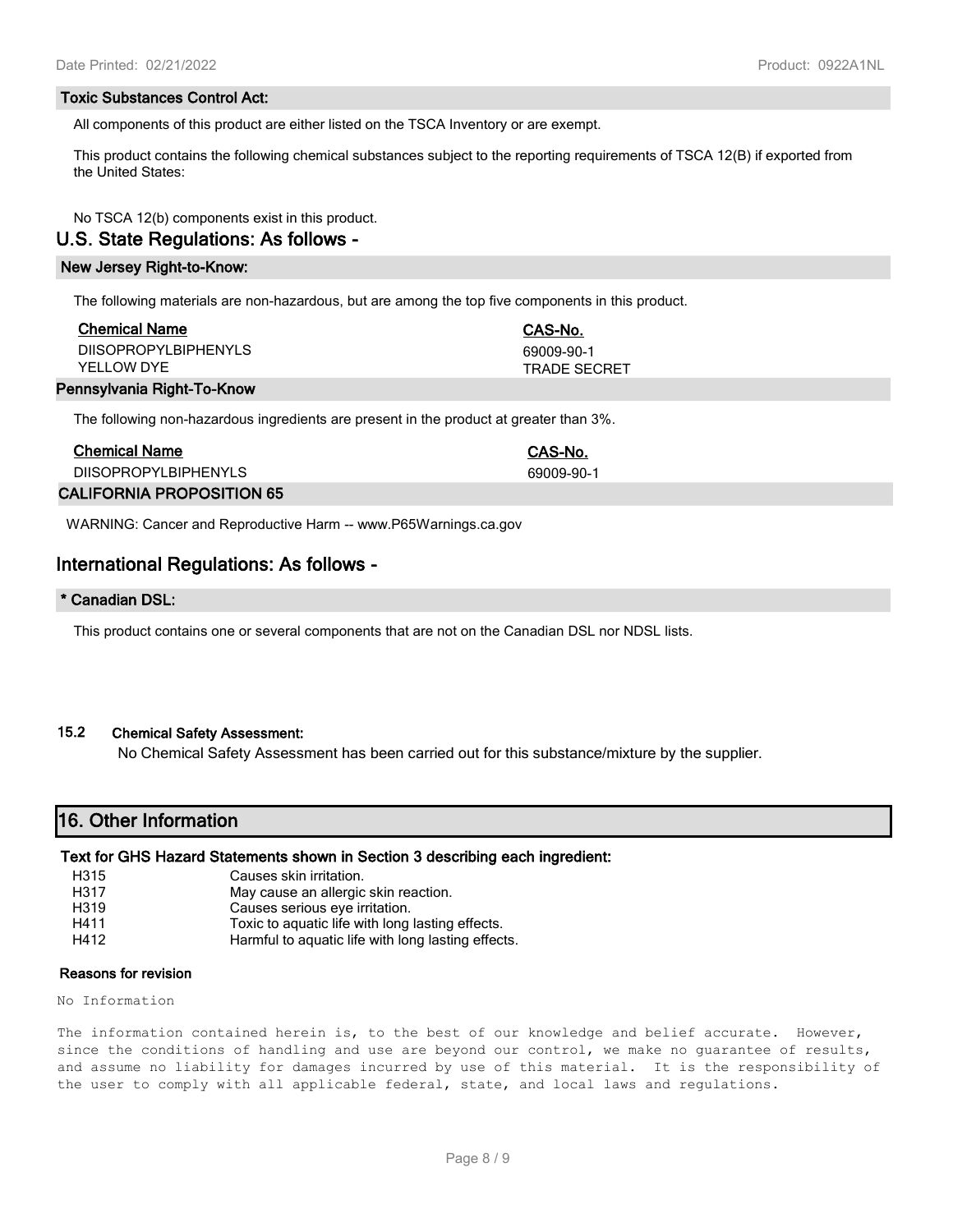### Toxic Substances Control Act:

All components of this product are either listed on the TSCA Inventory or are exempt.

This product contains the following chemical substances subject to the reporting requirements of TSCA 12(B) if exported from the United States:

No TSCA 12(b) components exist in this product.

## U.S. State Regulations: As follows -

### New Jersey Right-to-Know:

The following materials are non-hazardous, but are among the top five components in this product.

| Chemical Name | CAS-No. |
|---|---|
| DIISOPROPYLBIPHENYLS | 69009-90-1 |
| YELLOW DYE | TRADE SECRET |

### Pennsylvania Right-To-Know

The following non-hazardous ingredients are present in the product at greater than 3%.

| Chemical Name | CAS-No. |
|---|---|
| DIISOPROPYLBIPHENYLS | 69009-90-1 |

### CALIFORNIA PROPOSITION 65

WARNING: Cancer and Reproductive Harm -- www.P65Warnings.ca.gov

## International Regulations: As follows -

### * Canadian DSL:

This product contains one or several components that are not on the Canadian DSL nor NDSL lists.

### 15.2 Chemical Safety Assessment:

No Chemical Safety Assessment has been carried out for this substance/mixture by the supplier.

## 16. Other Information

### Text for GHS Hazard Statements shown in Section 3 describing each ingredient:

| | |
|---|---|
| H315 | Causes skin irritation. |
| H317 | May cause an allergic skin reaction. |
| H319 | Causes serious eye irritation. |
| H411 | Toxic to aquatic life with long lasting effects. |
| H412 | Harmful to aquatic life with long lasting effects. |

### Reasons for revision

No Information

The information contained herein is, to the best of our knowledge and belief accurate. However, since the conditions of handling and use are beyond our control, we make no guarantee of results, and assume no liability for damages incurred by use of this material. It is the responsibility of the user to comply with all applicable federal, state, and local laws and regulations.